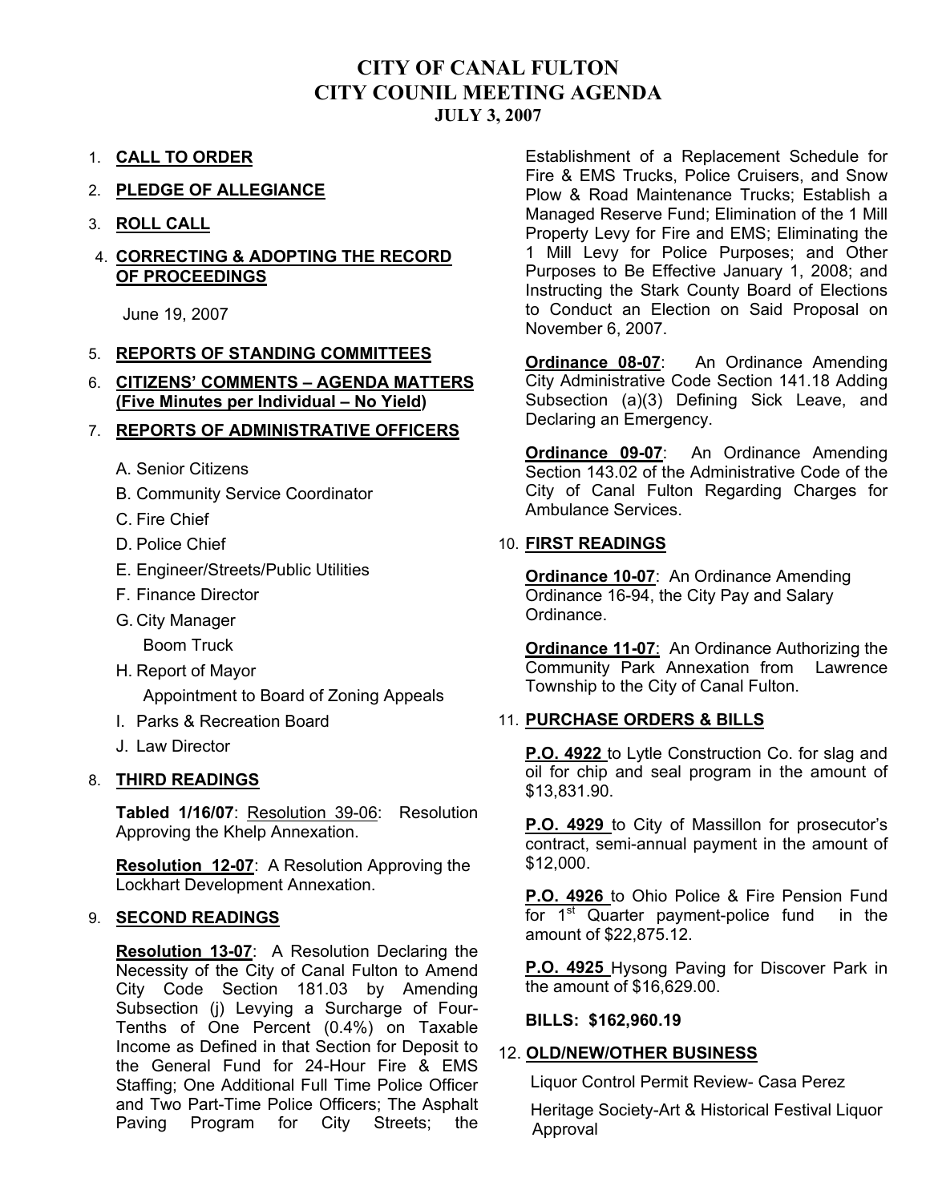# CITY OF CANAL FULTON
# CITY COUNIL MEETING AGENDA
## JULY 3, 2007

1. **CALL TO ORDER**
2. **PLEDGE OF ALLEGIANCE**
3. **ROLL CALL**
4. **CORRECTING & ADOPTING THE RECORD OF PROCEEDINGS**

   June 19, 2007

5. **REPORTS OF STANDING COMMITTEES**
6. **CITIZENS' COMMENTS – AGENDA MATTERS (Five Minutes per Individual – No Yield)**
7. **REPORTS OF ADMINISTRATIVE OFFICERS**

   A. Senior Citizens

   B. Community Service Coordinator

   C. Fire Chief

   D. Police Chief

   E. Engineer/Streets/Public Utilities

   F. Finance Director

   G. City Manager

      Boom Truck

   H. Report of Mayor

      Appointment to Board of Zoning Appeals

   I. Parks & Recreation Board

   J. Law Director

8. **THIRD READINGS**

   **Tabled 1/16/07**: Resolution 39-06: Resolution Approving the Khelp Annexation.

   **Resolution 12-07**: A Resolution Approving the Lockhart Development Annexation.

9. **SECOND READINGS**

   **Resolution 13-07**: A Resolution Declaring the Necessity of the City of Canal Fulton to Amend City Code Section 181.03 by Amending Subsection (j) Levying a Surcharge of Four-Tenths of One Percent (0.4%) on Taxable Income as Defined in that Section for Deposit to the General Fund for 24-Hour Fire & EMS Staffing; One Additional Full Time Police Officer and Two Part-Time Police Officers; The Asphalt Paving Program for City Streets; the Establishment of a Replacement Schedule for Fire & EMS Trucks, Police Cruisers, and Snow Plow & Road Maintenance Trucks; Establish a Managed Reserve Fund; Elimination of the 1 Mill Property Levy for Fire and EMS; Eliminating the 1 Mill Levy for Police Purposes; and Other Purposes to Be Effective January 1, 2008; and Instructing the Stark County Board of Elections to Conduct an Election on Said Proposal on November 6, 2007.

   **Ordinance 08-07**: An Ordinance Amending City Administrative Code Section 141.18 Adding Subsection (a)(3) Defining Sick Leave, and Declaring an Emergency.

   **Ordinance 09-07**: An Ordinance Amending Section 143.02 of the Administrative Code of the City of Canal Fulton Regarding Charges for Ambulance Services.

10. **FIRST READINGS**

    **Ordinance 10-07**: An Ordinance Amending Ordinance 16-94, the City Pay and Salary Ordinance.

    **Ordinance 11-07**: An Ordinance Authorizing the Community Park Annexation from Lawrence Township to the City of Canal Fulton.

11. **PURCHASE ORDERS & BILLS**

    **P.O. 4922** to Lytle Construction Co. for slag and oil for chip and seal program in the amount of $13,831.90.

    **P.O. 4929** to City of Massillon for prosecutor's contract, semi-annual payment in the amount of $12,000.

    **P.O. 4926** to Ohio Police & Fire Pension Fund for 1st Quarter payment-police fund in the amount of $22,875.12.

    **P.O. 4925** Hysong Paving for Discover Park in the amount of $16,629.00.

    **BILLS: $162,960.19**

12. **OLD/NEW/OTHER BUSINESS**

    Liquor Control Permit Review- Casa Perez

    Heritage Society-Art & Historical Festival Liquor Approval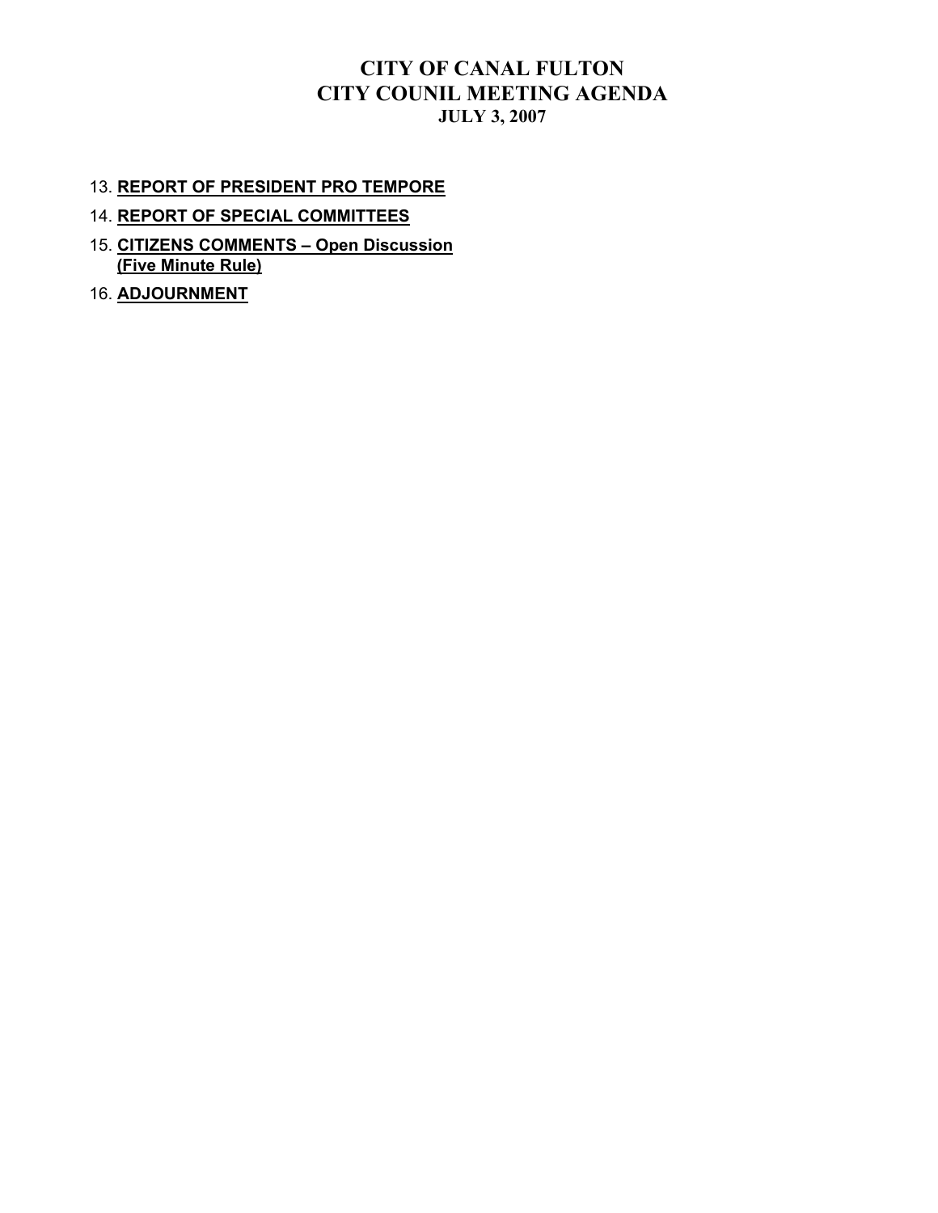# CITY OF CANAL FULTON
# CITY COUNIL MEETING AGENDA
## JULY 3, 2007

13. **REPORT OF PRESIDENT PRO TEMPORE**
14. **REPORT OF SPECIAL COMMITTEES**
15. **CITIZENS COMMENTS – Open Discussion (Five Minute Rule)**
16. **ADJOURNMENT**